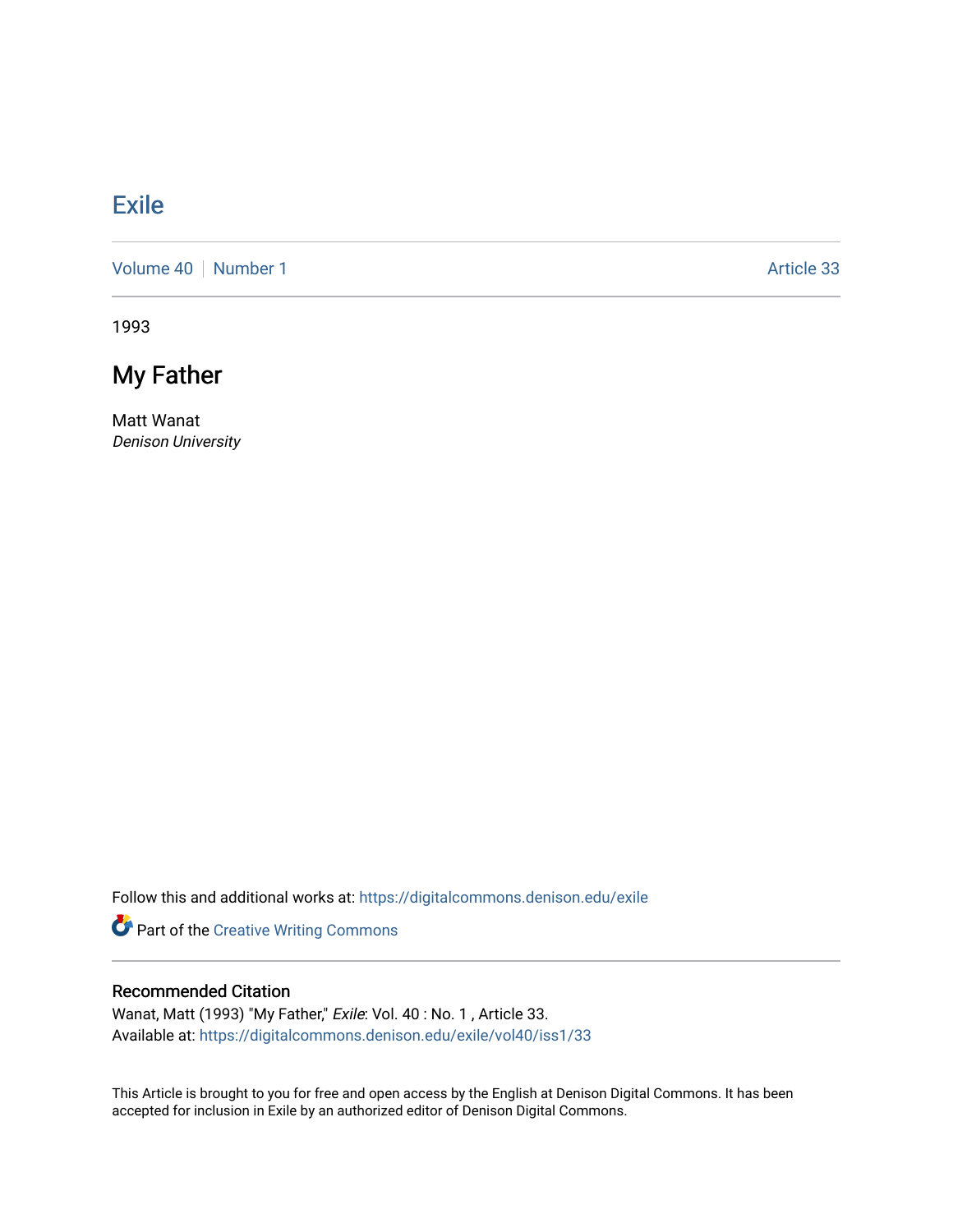# Exile

Volume 40 | Number 1 Article 33

1993

## My Father

Matt Wanat
*Denison University*

Follow this and additional works at: https://digitalcommons.denison.edu/exile

Part of the Creative Writing Commons

### Recommended Citation

Wanat, Matt (1993) "My Father," *Exile*: Vol. 40 : No. 1 , Article 33.
Available at: https://digitalcommons.denison.edu/exile/vol40/iss1/33

This Article is brought to you for free and open access by the English at Denison Digital Commons. It has been accepted for inclusion in Exile by an authorized editor of Denison Digital Commons.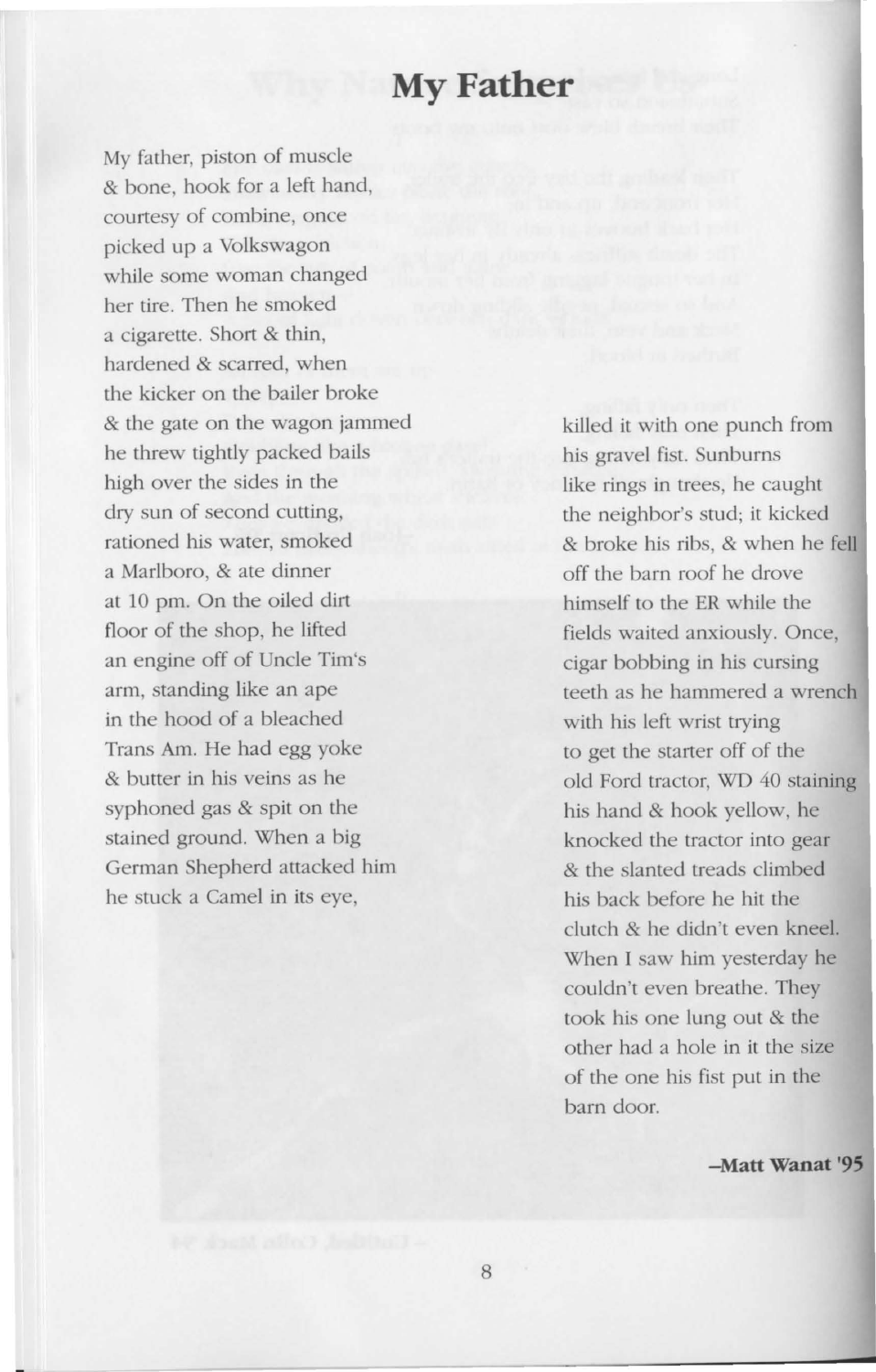# My Father

My father, piston of muscle
& bone, hook for a left hand,
courtesy of combine, once
picked up a Volkswagon
while some woman changed
her tire. Then he smoked
a cigarette. Short & thin,
hardened & scarred, when
the kicker on the bailer broke
& the gate on the wagon jammed
he threw tightly packed bails
high over the sides in the
dry sun of second cutting,
rationed his water, smoked
a Marlboro, & ate dinner
at 10 pm. On the oiled dirt
floor of the shop, he lifted
an engine off of Uncle Tim's
arm, standing like an ape
in the hood of a bleached
Trans Am. He had egg yoke
& butter in his veins as he
syphoned gas & spit on the
stained ground. When a big
German Shepherd attacked him
he stuck a Camel in its eye,
killed it with one punch from
his gravel fist. Sunburns
like rings in trees, he caught
the neighbor's stud; it kicked
& broke his ribs, & when he fell
off the barn roof he drove
himself to the ER while the
fields waited anxiously. Once,
cigar bobbing in his cursing
teeth as he hammered a wrench
with his left wrist trying
to get the starter off of the
old Ford tractor, WD 40 staining
his hand & hook yellow, he
knocked the tractor into gear
& the slanted treads climbed
his back before he hit the
clutch & he didn't even kneel.
When I saw him yesterday he
couldn't even breathe. They
took his one lung out & the
other had a hole in it the size
of the one his fist put in the
barn door.

**–Matt Wanat '95**